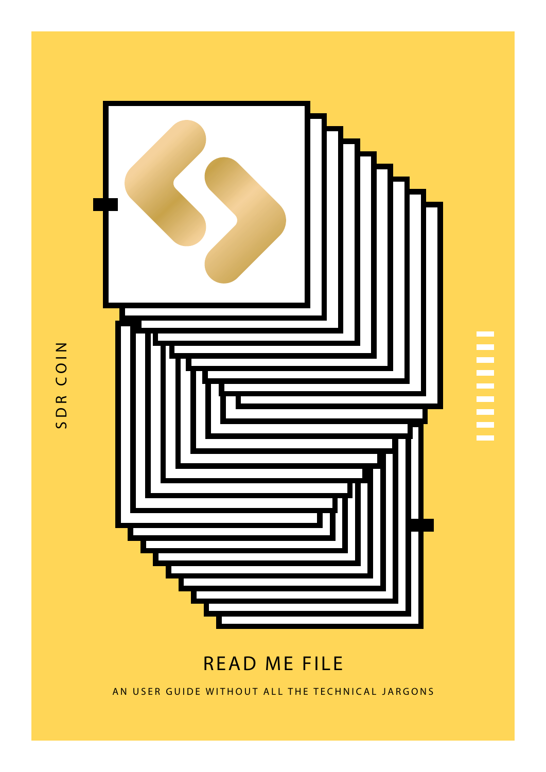SDR COIN

# READ ME FILE

AN USER GUIDE WITHOUT ALL THE TECHNICAL JARGONS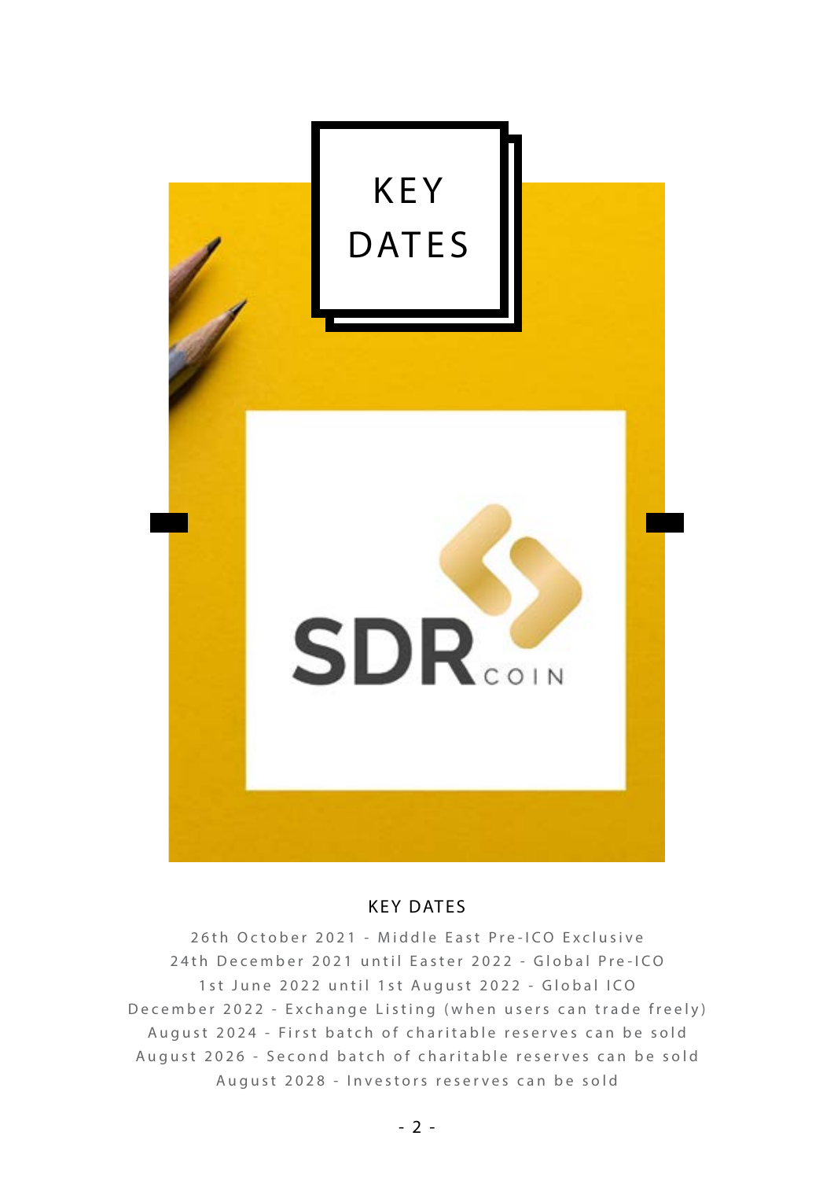# KEY DATES

## KEY DATES

26th October 2021 - Middle East Pre-ICO Exclusive
24th December 2021 until Easter 2022 - Global Pre-ICO
1st June 2022 until 1st August 2022 - Global ICO
December 2022 - Exchange Listing (when users can trade freely)
August 2024 - First batch of charitable reserves can be sold
August 2026 - Second batch of charitable reserves can be sold
August 2028 - Investors reserves can be sold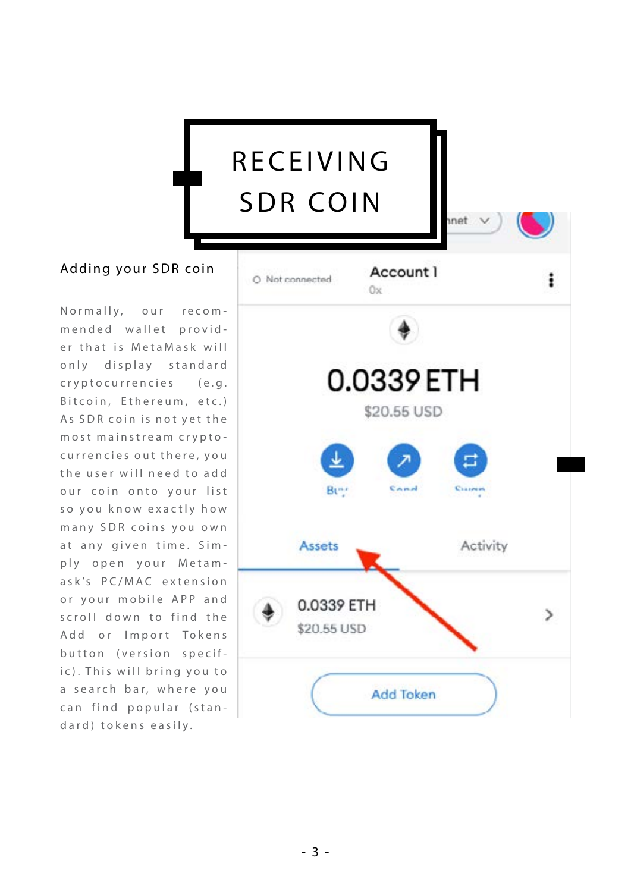# RECEIVING SDR COIN

## Adding your SDR coin

Normally, our recommended wallet provider that is MetaMask will only display standard cryptocurrencies (e.g. Bitcoin, Ethereum, etc.) As SDR coin is not yet the most mainstream cryptocurrencies out there, you the user will need to add our coin onto your list so you know exactly how many SDR coins you own at any given time. Simply open your Metamask's PC/MAC extension or your mobile APP and scroll down to find the Add or Import Tokens button (version specific). This will bring you to a search bar, where you can find popular (standard) tokens easily.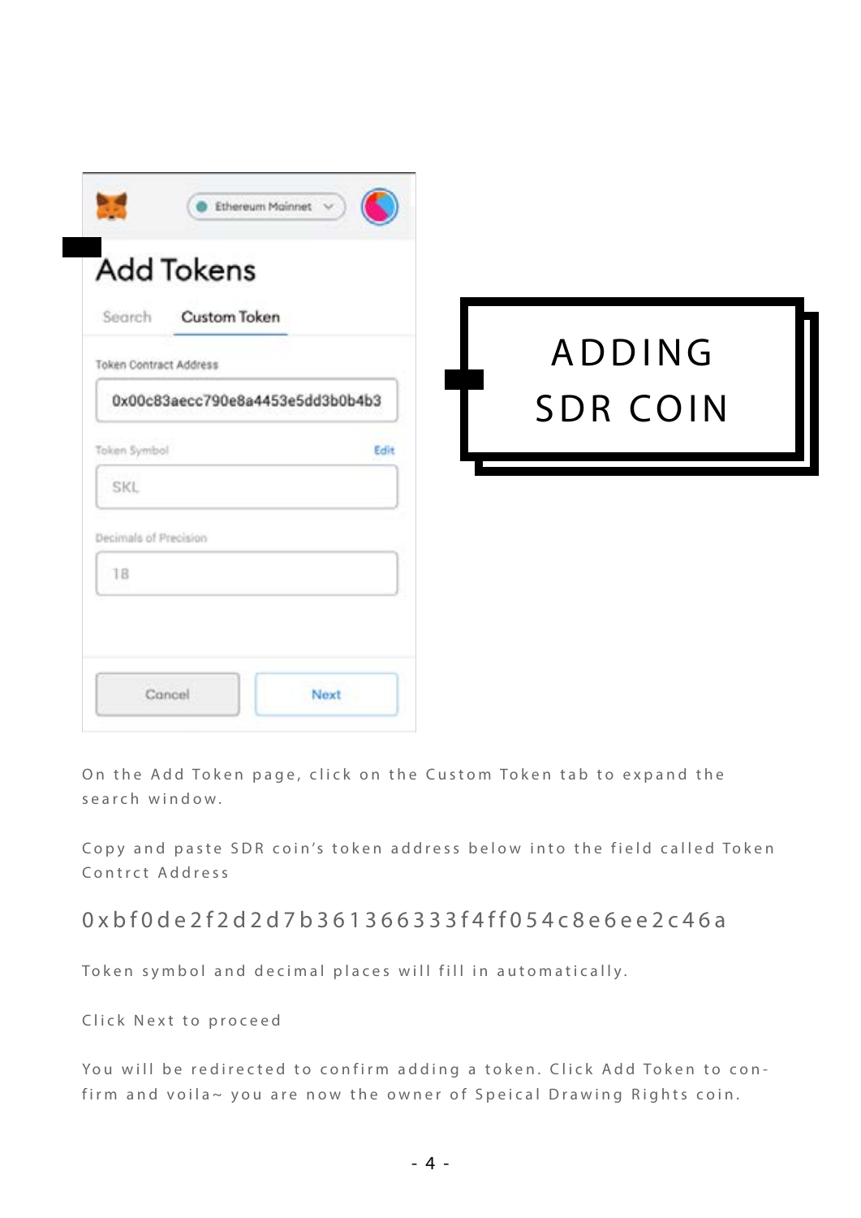# ADDING SDR COIN

Add Tokens

Search | Custom Token

Token Contract Address

0x00c83aecc790e8a4453e5dd3b0b4b3

Token Symbol — Edit

SKL

Decimals of Precision

18

Cancel | Next

On the Add Token page, click on the Custom Token tab to expand the search window.

Copy and paste SDR coin's token address below into the field called Token Contrct Address

0xbf0de2f2d2d7b361366333f4ff054c8e6ee2c46a

Token symbol and decimal places will fill in automatically.

Click Next to proceed

You will be redirected to confirm adding a token. Click Add Token to confirm and voila~ you are now the owner of Speical Drawing Rights coin.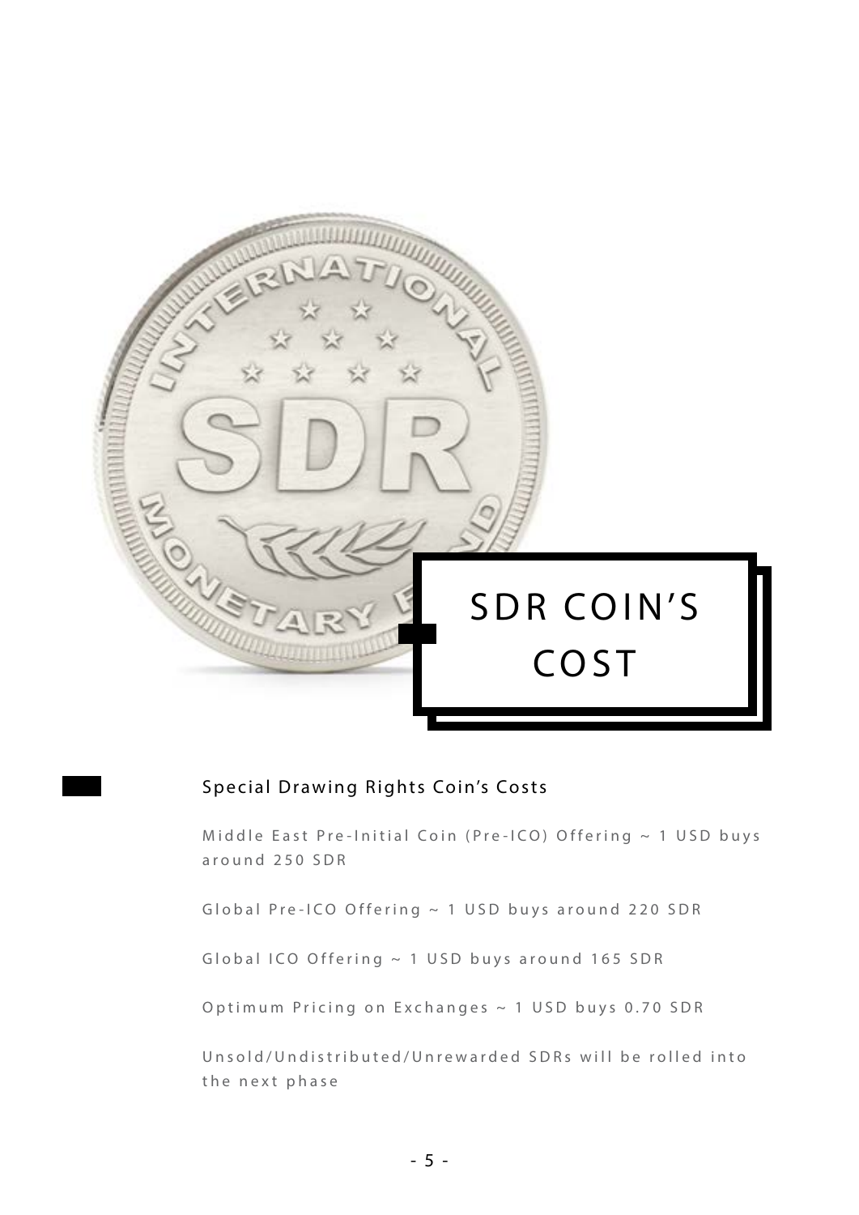# SDR COIN'S COST

## Special Drawing Rights Coin's Costs

Middle East Pre-Initial Coin (Pre-ICO) Offering ~ 1 USD buys around 250 SDR

Global Pre-ICO Offering ~ 1 USD buys around 220 SDR

Global ICO Offering ~ 1 USD buys around 165 SDR

Optimum Pricing on Exchanges ~ 1 USD buys 0.70 SDR

Unsold/Undistributed/Unrewarded SDRs will be rolled into the next phase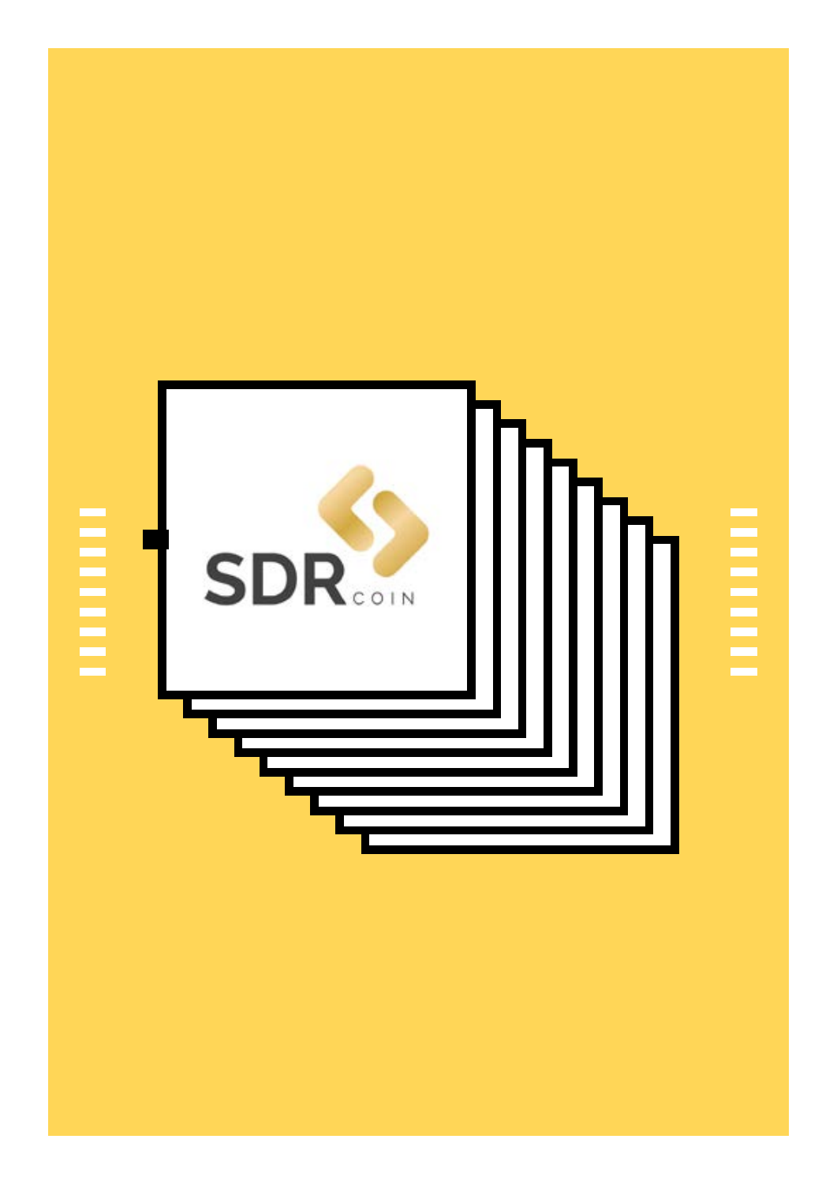SDR COIN